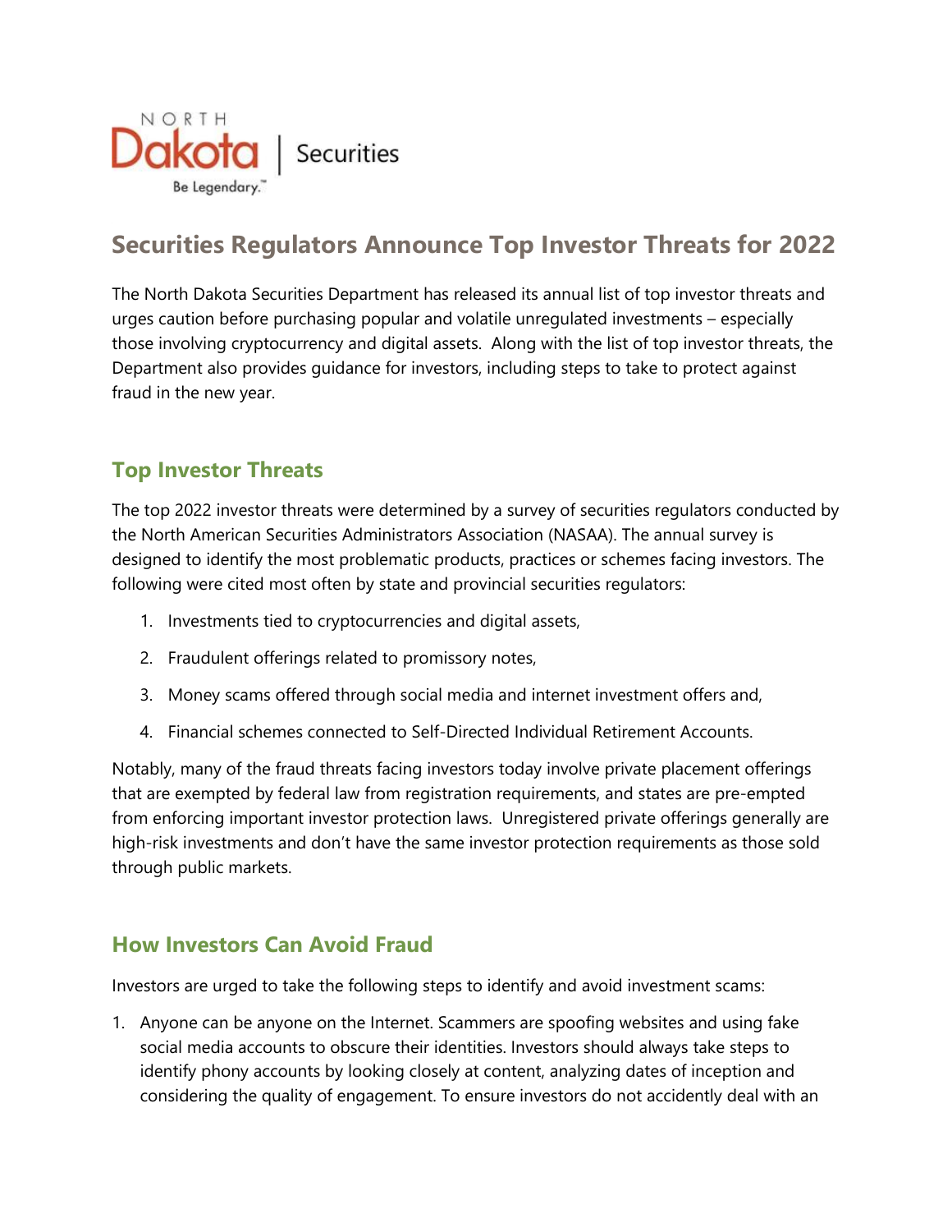NORTH Dakota | Securities

Be Legendary.™

# Securities Regulators Announce Top Investor Threats for 2022

The North Dakota Securities Department has released its annual list of top investor threats and urges caution before purchasing popular and volatile unregulated investments – especially those involving cryptocurrency and digital assets. Along with the list of top investor threats, the Department also provides guidance for investors, including steps to take to protect against fraud in the new year.

## Top Investor Threats

The top 2022 investor threats were determined by a survey of securities regulators conducted by the North American Securities Administrators Association (NASAA). The annual survey is designed to identify the most problematic products, practices or schemes facing investors. The following were cited most often by state and provincial securities regulators:

1. Investments tied to cryptocurrencies and digital assets,
2. Fraudulent offerings related to promissory notes,
3. Money scams offered through social media and internet investment offers and,
4. Financial schemes connected to Self-Directed Individual Retirement Accounts.

Notably, many of the fraud threats facing investors today involve private placement offerings that are exempted by federal law from registration requirements, and states are pre-empted from enforcing important investor protection laws. Unregistered private offerings generally are high-risk investments and don't have the same investor protection requirements as those sold through public markets.

## How Investors Can Avoid Fraud

Investors are urged to take the following steps to identify and avoid investment scams:

1. Anyone can be anyone on the Internet. Scammers are spoofing websites and using fake social media accounts to obscure their identities. Investors should always take steps to identify phony accounts by looking closely at content, analyzing dates of inception and considering the quality of engagement. To ensure investors do not accidently deal with an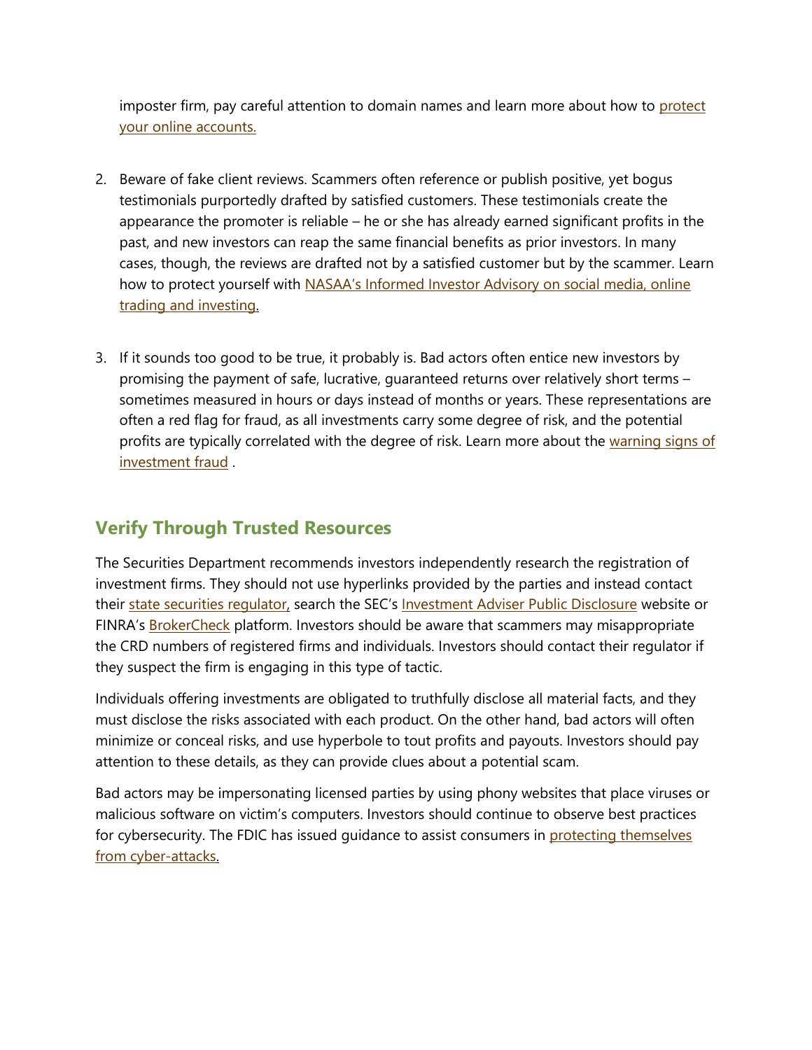imposter firm, pay careful attention to domain names and learn more about how to [protect your online accounts.](#)

2. Beware of fake client reviews. Scammers often reference or publish positive, yet bogus testimonials purportedly drafted by satisfied customers. These testimonials create the appearance the promoter is reliable – he or she has already earned significant profits in the past, and new investors can reap the same financial benefits as prior investors. In many cases, though, the reviews are drafted not by a satisfied customer but by the scammer. Learn how to protect yourself with [NASAA's Informed Investor Advisory on social media, online trading and investing](#).

3. If it sounds too good to be true, it probably is. Bad actors often entice new investors by promising the payment of safe, lucrative, guaranteed returns over relatively short terms – sometimes measured in hours or days instead of months or years. These representations are often a red flag for fraud, as all investments carry some degree of risk, and the potential profits are typically correlated with the degree of risk. Learn more about the [warning signs of investment fraud](#) .

## Verify Through Trusted Resources

The Securities Department recommends investors independently research the registration of investment firms. They should not use hyperlinks provided by the parties and instead contact their [state securities regulator,](#) search the SEC's [Investment Adviser Public Disclosure](#) website or FINRA's [BrokerCheck](#) platform. Investors should be aware that scammers may misappropriate the CRD numbers of registered firms and individuals. Investors should contact their regulator if they suspect the firm is engaging in this type of tactic.

Individuals offering investments are obligated to truthfully disclose all material facts, and they must disclose the risks associated with each product. On the other hand, bad actors will often minimize or conceal risks, and use hyperbole to tout profits and payouts. Investors should pay attention to these details, as they can provide clues about a potential scam.

Bad actors may be impersonating licensed parties by using phony websites that place viruses or malicious software on victim's computers. Investors should continue to observe best practices for cybersecurity. The FDIC has issued guidance to assist consumers in [protecting themselves from cyber-attacks.](#)